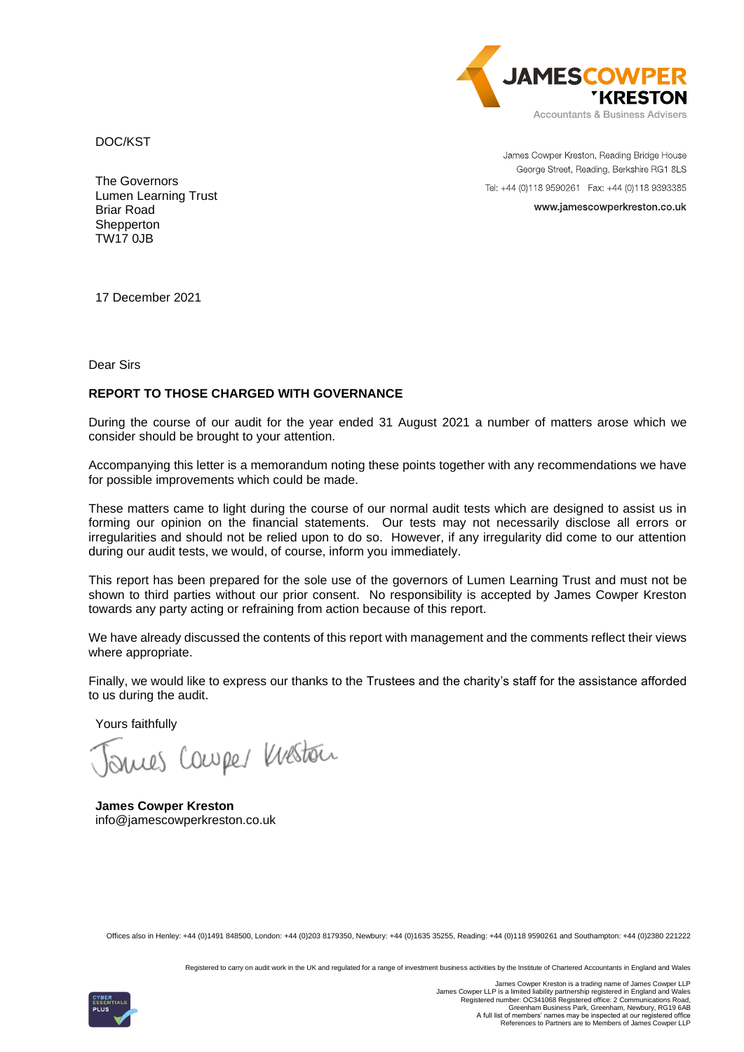JAMESCOWPER KRESTON
Accountants & Business Advisers

DOC/KST

James Cowper Kreston, Reading Bridge House
George Street, Reading, Berkshire RG1 8LS
Tel: +44 (0)118 9590261 Fax: +44 (0)118 9393385
www.jamescowperkreston.co.uk

The Governors
Lumen Learning Trust
Briar Road
Shepperton
TW17 0JB

17 December 2021

Dear Sirs

**REPORT TO THOSE CHARGED WITH GOVERNANCE**

During the course of our audit for the year ended 31 August 2021 a number of matters arose which we consider should be brought to your attention.

Accompanying this letter is a memorandum noting these points together with any recommendations we have for possible improvements which could be made.

These matters came to light during the course of our normal audit tests which are designed to assist us in forming our opinion on the financial statements. Our tests may not necessarily disclose all errors or irregularities and should not be relied upon to do so. However, if any irregularity did come to our attention during our audit tests, we would, of course, inform you immediately.

This report has been prepared for the sole use of the governors of Lumen Learning Trust and must not be shown to third parties without our prior consent. No responsibility is accepted by James Cowper Kreston towards any party acting or refraining from action because of this report.

We have already discussed the contents of this report with management and the comments reflect their views where appropriate.

Finally, we would like to express our thanks to the Trustees and the charity's staff for the assistance afforded to us during the audit.

Yours faithfully

James Cowper Kreston

**James Cowper Kreston**
info@jamescowperkreston.co.uk

Offices also in Henley: +44 (0)1491 848500, London: +44 (0)203 8179350, Newbury: +44 (0)1635 35255, Reading: +44 (0)118 9590261 and Southampton: +44 (0)2380 221222

Registered to carry on audit work in the UK and regulated for a range of investment business activities by the Institute of Chartered Accountants in England and Wales

James Cowper Kreston is a trading name of James Cowper LLP
James Cowper LLP is a limited liability partnership registered in England and Wales
Registered number: OC341068 Registered office: 2 Communications Road,
Greenham Business Park, Greenham, Newbury, RG19 6AB
A full list of members' names may be inspected at our registered office
References to Partners are to Members of James Cowper LLP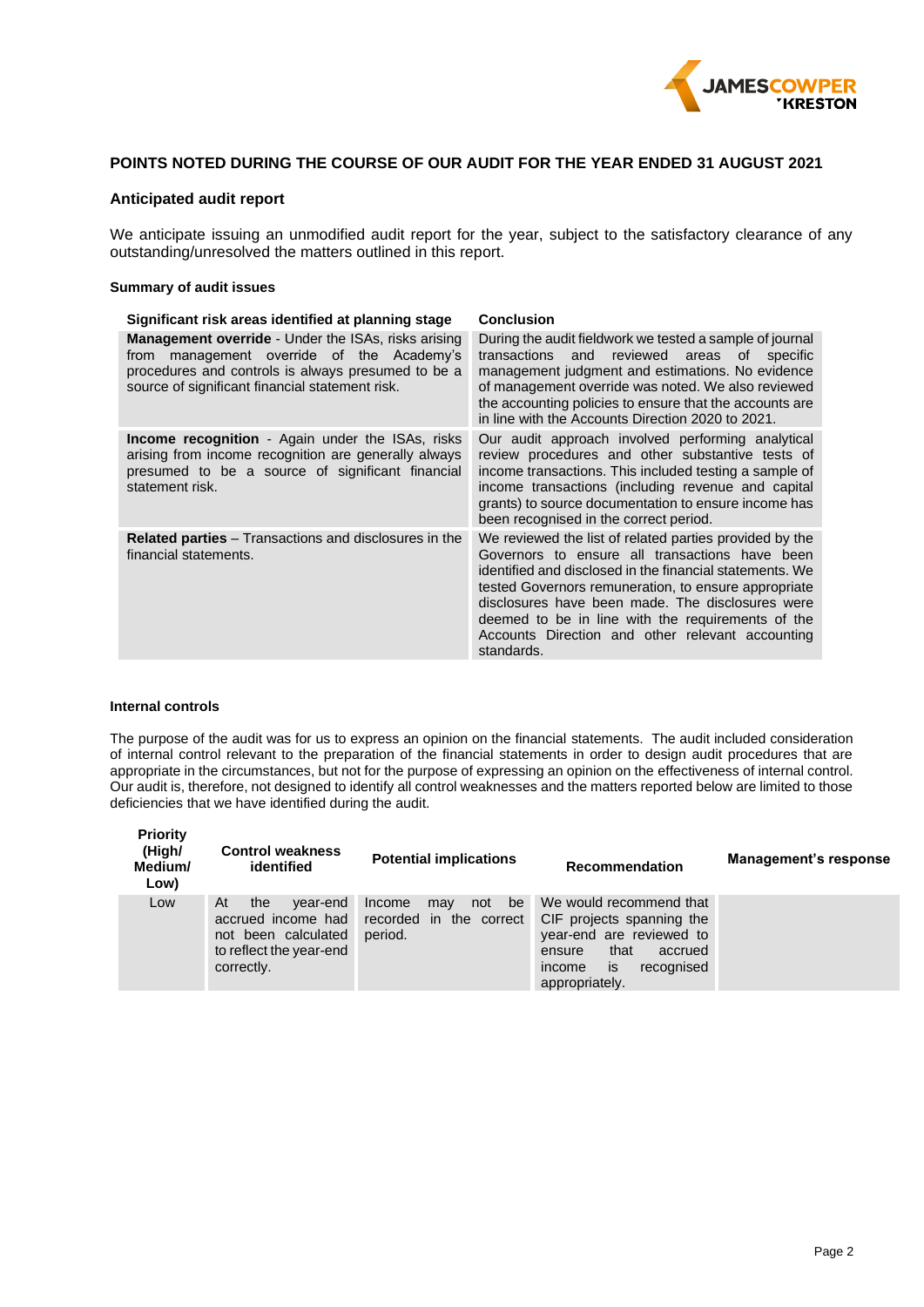## POINTS NOTED DURING THE COURSE OF OUR AUDIT FOR THE YEAR ENDED 31 AUGUST 2021

### Anticipated audit report

We anticipate issuing an unmodified audit report for the year, subject to the satisfactory clearance of any outstanding/unresolved the matters outlined in this report.

#### Summary of audit issues

| Significant risk areas identified at planning stage | Conclusion |
|---|---|
| **Management override** - Under the ISAs, risks arising from management override of the Academy's procedures and controls is always presumed to be a source of significant financial statement risk. | During the audit fieldwork we tested a sample of journal transactions and reviewed areas of specific management judgment and estimations. No evidence of management override was noted. We also reviewed the accounting policies to ensure that the accounts are in line with the Accounts Direction 2020 to 2021. |
| **Income recognition** - Again under the ISAs, risks arising from income recognition are generally always presumed to be a source of significant financial statement risk. | Our audit approach involved performing analytical review procedures and other substantive tests of income transactions. This included testing a sample of income transactions (including revenue and capital grants) to source documentation to ensure income has been recognised in the correct period. |
| **Related parties** – Transactions and disclosures in the financial statements. | We reviewed the list of related parties provided by the Governors to ensure all transactions have been identified and disclosed in the financial statements. We tested Governors remuneration, to ensure appropriate disclosures have been made. The disclosures were deemed to be in line with the requirements of the Accounts Direction and other relevant accounting standards. |

#### Internal controls

The purpose of the audit was for us to express an opinion on the financial statements. The audit included consideration of internal control relevant to the preparation of the financial statements in order to design audit procedures that are appropriate in the circumstances, but not for the purpose of expressing an opinion on the effectiveness of internal control. Our audit is, therefore, not designed to identify all control weaknesses and the matters reported below are limited to those deficiencies that we have identified during the audit.

| Priority (High/ Medium/ Low) | Control weakness identified | Potential implications | Recommendation | Management's response |
|---|---|---|---|---|
| Low | At the year-end accrued income had not been calculated to reflect the year-end correctly. | Income may not be recorded in the correct period. | We would recommend that CIF projects spanning the year-end are reviewed to ensure that accrued income is recognised appropriately. | |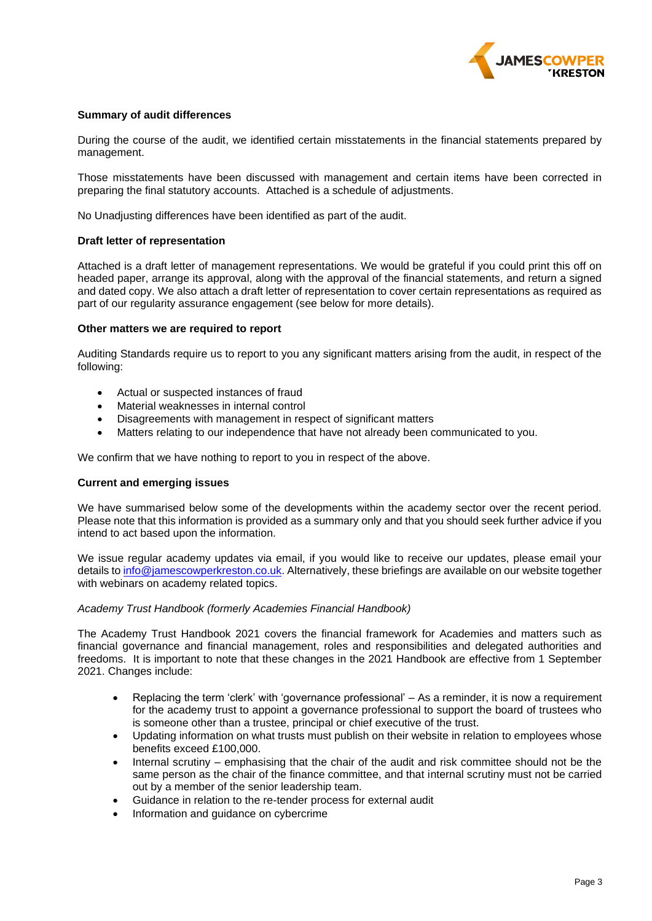**Summary of audit differences**

During the course of the audit, we identified certain misstatements in the financial statements prepared by management.

Those misstatements have been discussed with management and certain items have been corrected in preparing the final statutory accounts. Attached is a schedule of adjustments.

No Unadjusting differences have been identified as part of the audit.

**Draft letter of representation**

Attached is a draft letter of management representations. We would be grateful if you could print this off on headed paper, arrange its approval, along with the approval of the financial statements, and return a signed and dated copy. We also attach a draft letter of representation to cover certain representations as required as part of our regularity assurance engagement (see below for more details).

**Other matters we are required to report**

Auditing Standards require us to report to you any significant matters arising from the audit, in respect of the following:

- Actual or suspected instances of fraud
- Material weaknesses in internal control
- Disagreements with management in respect of significant matters
- Matters relating to our independence that have not already been communicated to you.

We confirm that we have nothing to report to you in respect of the above.

**Current and emerging issues**

We have summarised below some of the developments within the academy sector over the recent period. Please note that this information is provided as a summary only and that you should seek further advice if you intend to act based upon the information.

We issue regular academy updates via email, if you would like to receive our updates, please email your details to info@jamescowperkreston.co.uk. Alternatively, these briefings are available on our website together with webinars on academy related topics.

*Academy Trust Handbook (formerly Academies Financial Handbook)*

The Academy Trust Handbook 2021 covers the financial framework for Academies and matters such as financial governance and financial management, roles and responsibilities and delegated authorities and freedoms. It is important to note that these changes in the 2021 Handbook are effective from 1 September 2021. Changes include:

- Replacing the term 'clerk' with 'governance professional' – As a reminder, it is now a requirement for the academy trust to appoint a governance professional to support the board of trustees who is someone other than a trustee, principal or chief executive of the trust.
- Updating information on what trusts must publish on their website in relation to employees whose benefits exceed £100,000.
- Internal scrutiny – emphasising that the chair of the audit and risk committee should not be the same person as the chair of the finance committee, and that internal scrutiny must not be carried out by a member of the senior leadership team.
- Guidance in relation to the re-tender process for external audit
- Information and guidance on cybercrime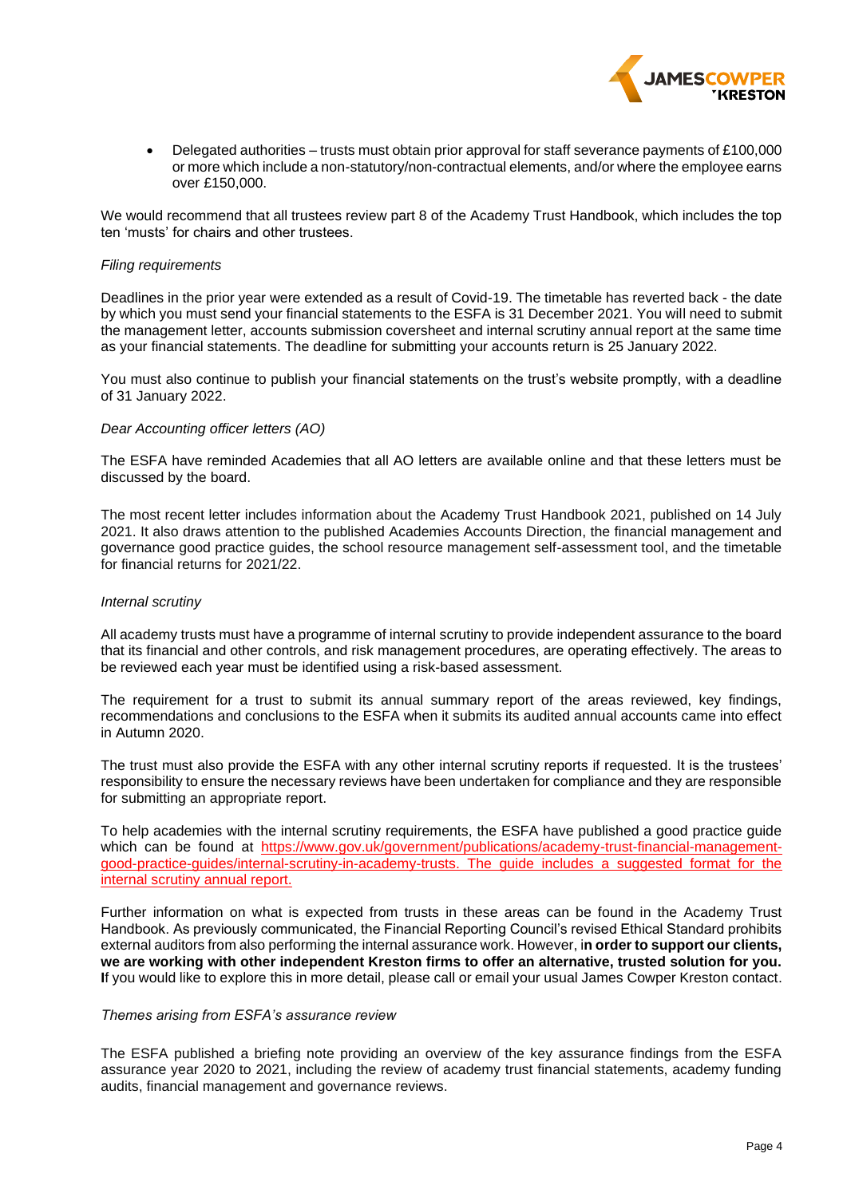- Delegated authorities – trusts must obtain prior approval for staff severance payments of £100,000 or more which include a non-statutory/non-contractual elements, and/or where the employee earns over £150,000.

We would recommend that all trustees review part 8 of the Academy Trust Handbook, which includes the top ten 'musts' for chairs and other trustees.

*Filing requirements*

Deadlines in the prior year were extended as a result of Covid-19. The timetable has reverted back - the date by which you must send your financial statements to the ESFA is 31 December 2021. You will need to submit the management letter, accounts submission coversheet and internal scrutiny annual report at the same time as your financial statements. The deadline for submitting your accounts return is 25 January 2022.

You must also continue to publish your financial statements on the trust's website promptly, with a deadline of 31 January 2022.

*Dear Accounting officer letters (AO)*

The ESFA have reminded Academies that all AO letters are available online and that these letters must be discussed by the board.

The most recent letter includes information about the Academy Trust Handbook 2021, published on 14 July 2021. It also draws attention to the published Academies Accounts Direction, the financial management and governance good practice guides, the school resource management self-assessment tool, and the timetable for financial returns for 2021/22.

*Internal scrutiny*

All academy trusts must have a programme of internal scrutiny to provide independent assurance to the board that its financial and other controls, and risk management procedures, are operating effectively. The areas to be reviewed each year must be identified using a risk-based assessment.

The requirement for a trust to submit its annual summary report of the areas reviewed, key findings, recommendations and conclusions to the ESFA when it submits its audited annual accounts came into effect in Autumn 2020.

The trust must also provide the ESFA with any other internal scrutiny reports if requested. It is the trustees' responsibility to ensure the necessary reviews have been undertaken for compliance and they are responsible for submitting an appropriate report.

To help academies with the internal scrutiny requirements, the ESFA have published a good practice guide which can be found at https://www.gov.uk/government/publications/academy-trust-financial-management-good-practice-guides/internal-scrutiny-in-academy-trusts. The guide includes a suggested format for the internal scrutiny annual report.

Further information on what is expected from trusts in these areas can be found in the Academy Trust Handbook. As previously communicated, the Financial Reporting Council's revised Ethical Standard prohibits external auditors from also performing the internal assurance work. However, i**n order to support our clients, we are working with other independent Kreston firms to offer an alternative, trusted solution for you. I**f you would like to explore this in more detail, please call or email your usual James Cowper Kreston contact.

*Themes arising from ESFA's assurance review*

The ESFA published a briefing note providing an overview of the key assurance findings from the ESFA assurance year 2020 to 2021, including the review of academy trust financial statements, academy funding audits, financial management and governance reviews.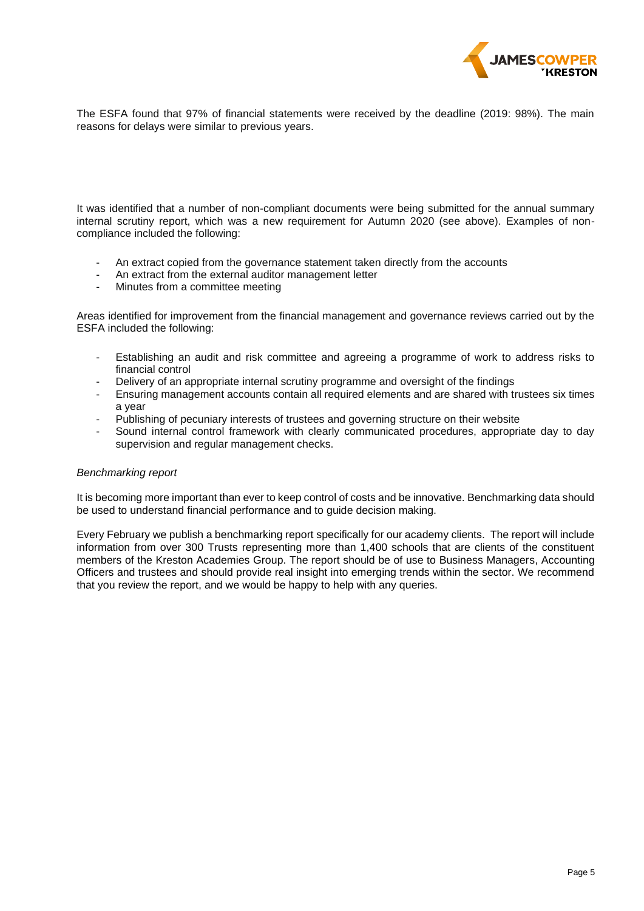The ESFA found that 97% of financial statements were received by the deadline (2019: 98%). The main reasons for delays were similar to previous years.

It was identified that a number of non-compliant documents were being submitted for the annual summary internal scrutiny report, which was a new requirement for Autumn 2020 (see above). Examples of non-compliance included the following:

- An extract copied from the governance statement taken directly from the accounts
- An extract from the external auditor management letter
- Minutes from a committee meeting

Areas identified for improvement from the financial management and governance reviews carried out by the ESFA included the following:

- Establishing an audit and risk committee and agreeing a programme of work to address risks to financial control
- Delivery of an appropriate internal scrutiny programme and oversight of the findings
- Ensuring management accounts contain all required elements and are shared with trustees six times a year
- Publishing of pecuniary interests of trustees and governing structure on their website
- Sound internal control framework with clearly communicated procedures, appropriate day to day supervision and regular management checks.

*Benchmarking report*

It is becoming more important than ever to keep control of costs and be innovative. Benchmarking data should be used to understand financial performance and to guide decision making.

Every February we publish a benchmarking report specifically for our academy clients. The report will include information from over 300 Trusts representing more than 1,400 schools that are clients of the constituent members of the Kreston Academies Group. The report should be of use to Business Managers, Accounting Officers and trustees and should provide real insight into emerging trends within the sector. We recommend that you review the report, and we would be happy to help with any queries.